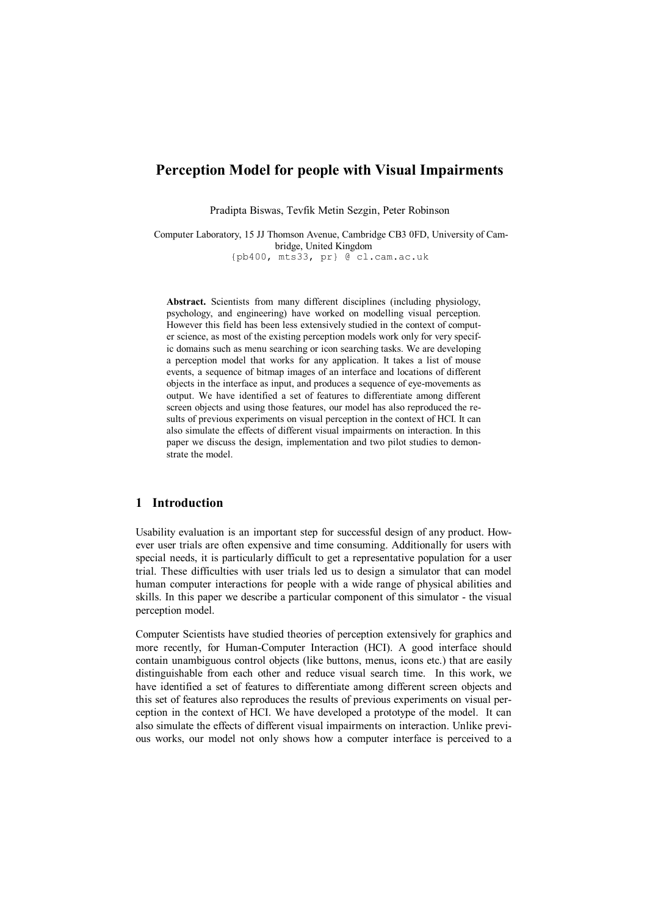# Perception Model for people with Visual Impairments

Pradipta Biswas, Tevfik Metin Sezgin, Peter Robinson

Computer Laboratory, 15 JJ Thomson Avenue, Cambridge CB3 0FD, University of Cambridge, United Kingdom
{pb400, mts33, pr} @ cl.cam.ac.uk

**Abstract.** Scientists from many different disciplines (including physiology, psychology, and engineering) have worked on modelling visual perception. However this field has been less extensively studied in the context of computer science, as most of the existing perception models work only for very specific domains such as menu searching or icon searching tasks. We are developing a perception model that works for any application. It takes a list of mouse events, a sequence of bitmap images of an interface and locations of different objects in the interface as input, and produces a sequence of eye-movements as output. We have identified a set of features to differentiate among different screen objects and using those features, our model has also reproduced the results of previous experiments on visual perception in the context of HCI. It can also simulate the effects of different visual impairments on interaction. In this paper we discuss the design, implementation and two pilot studies to demonstrate the model.

## 1 Introduction

Usability evaluation is an important step for successful design of any product. However user trials are often expensive and time consuming. Additionally for users with special needs, it is particularly difficult to get a representative population for a user trial. These difficulties with user trials led us to design a simulator that can model human computer interactions for people with a wide range of physical abilities and skills. In this paper we describe a particular component of this simulator - the visual perception model.

Computer Scientists have studied theories of perception extensively for graphics and more recently, for Human-Computer Interaction (HCI). A good interface should contain unambiguous control objects (like buttons, menus, icons etc.) that are easily distinguishable from each other and reduce visual search time. In this work, we have identified a set of features to differentiate among different screen objects and this set of features also reproduces the results of previous experiments on visual perception in the context of HCI. We have developed a prototype of the model. It can also simulate the effects of different visual impairments on interaction. Unlike previous works, our model not only shows how a computer interface is perceived to a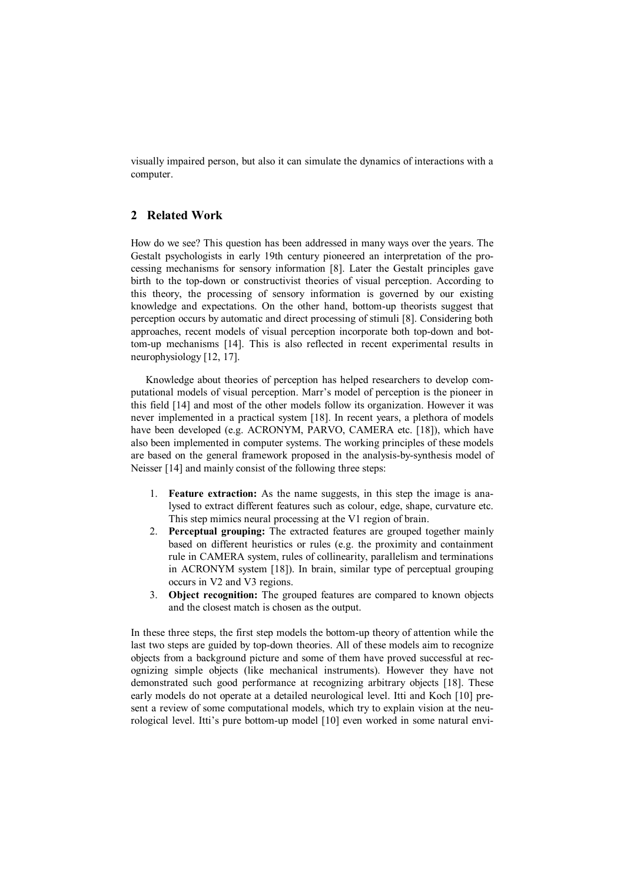visually impaired person, but also it can simulate the dynamics of interactions with a computer.

## 2 Related Work

How do we see? This question has been addressed in many ways over the years. The Gestalt psychologists in early 19th century pioneered an interpretation of the processing mechanisms for sensory information [8]. Later the Gestalt principles gave birth to the top-down or constructivist theories of visual perception. According to this theory, the processing of sensory information is governed by our existing knowledge and expectations. On the other hand, bottom-up theorists suggest that perception occurs by automatic and direct processing of stimuli [8]. Considering both approaches, recent models of visual perception incorporate both top-down and bottom-up mechanisms [14]. This is also reflected in recent experimental results in neurophysiology [12, 17].

Knowledge about theories of perception has helped researchers to develop computational models of visual perception. Marr's model of perception is the pioneer in this field [14] and most of the other models follow its organization. However it was never implemented in a practical system [18]. In recent years, a plethora of models have been developed (e.g. ACRONYM, PARVO, CAMERA etc. [18]), which have also been implemented in computer systems. The working principles of these models are based on the general framework proposed in the analysis-by-synthesis model of Neisser [14] and mainly consist of the following three steps:

1. **Feature extraction:** As the name suggests, in this step the image is analysed to extract different features such as colour, edge, shape, curvature etc. This step mimics neural processing at the V1 region of brain.
2. **Perceptual grouping:** The extracted features are grouped together mainly based on different heuristics or rules (e.g. the proximity and containment rule in CAMERA system, rules of collinearity, parallelism and terminations in ACRONYM system [18]). In brain, similar type of perceptual grouping occurs in V2 and V3 regions.
3. **Object recognition:** The grouped features are compared to known objects and the closest match is chosen as the output.

In these three steps, the first step models the bottom-up theory of attention while the last two steps are guided by top-down theories. All of these models aim to recognize objects from a background picture and some of them have proved successful at recognizing simple objects (like mechanical instruments). However they have not demonstrated such good performance at recognizing arbitrary objects [18]. These early models do not operate at a detailed neurological level. Itti and Koch [10] present a review of some computational models, which try to explain vision at the neurological level. Itti's pure bottom-up model [10] even worked in some natural envi-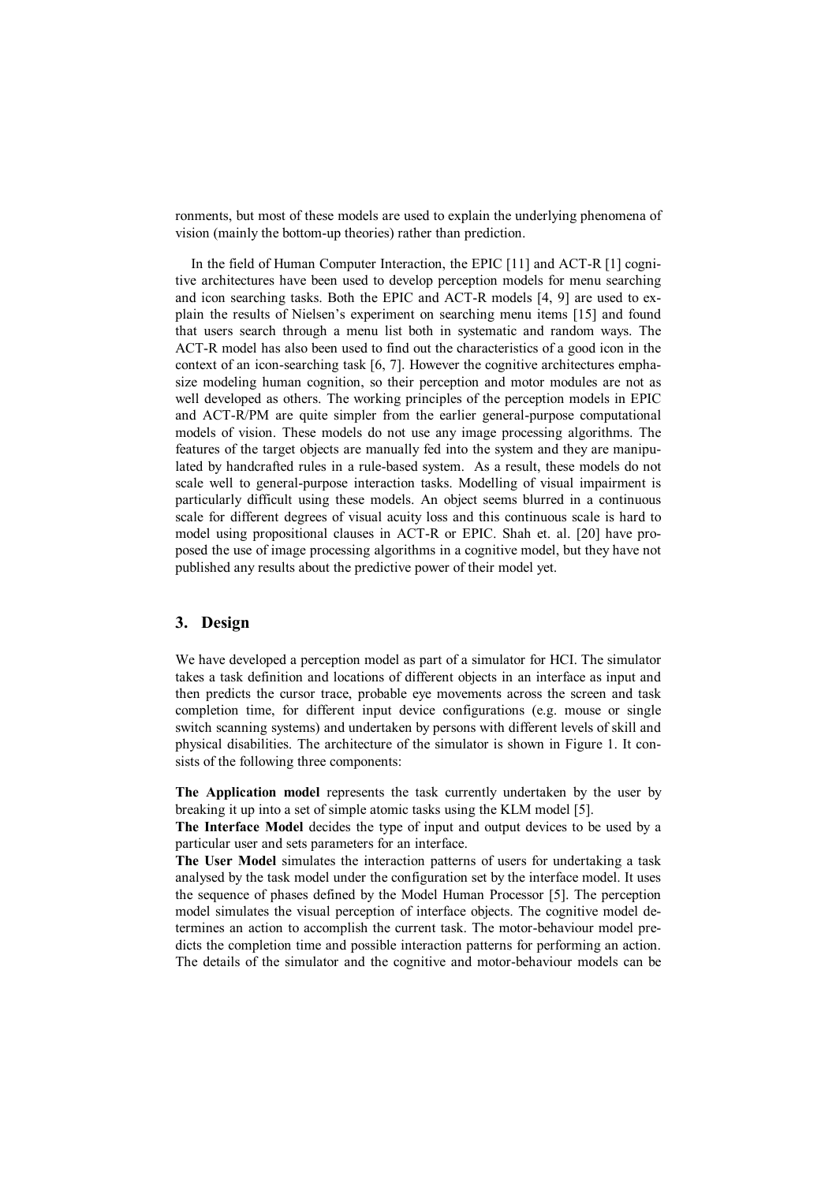ronments, but most of these models are used to explain the underlying phenomena of vision (mainly the bottom-up theories) rather than prediction.

In the field of Human Computer Interaction, the EPIC [11] and ACT-R [1] cognitive architectures have been used to develop perception models for menu searching and icon searching tasks. Both the EPIC and ACT-R models [4, 9] are used to explain the results of Nielsen's experiment on searching menu items [15] and found that users search through a menu list both in systematic and random ways. The ACT-R model has also been used to find out the characteristics of a good icon in the context of an icon-searching task [6, 7]. However the cognitive architectures emphasize modeling human cognition, so their perception and motor modules are not as well developed as others. The working principles of the perception models in EPIC and ACT-R/PM are quite simpler from the earlier general-purpose computational models of vision. These models do not use any image processing algorithms. The features of the target objects are manually fed into the system and they are manipulated by handcrafted rules in a rule-based system. As a result, these models do not scale well to general-purpose interaction tasks. Modelling of visual impairment is particularly difficult using these models. An object seems blurred in a continuous scale for different degrees of visual acuity loss and this continuous scale is hard to model using propositional clauses in ACT-R or EPIC. Shah et. al. [20] have proposed the use of image processing algorithms in a cognitive model, but they have not published any results about the predictive power of their model yet.

## 3. Design

We have developed a perception model as part of a simulator for HCI. The simulator takes a task definition and locations of different objects in an interface as input and then predicts the cursor trace, probable eye movements across the screen and task completion time, for different input device configurations (e.g. mouse or single switch scanning systems) and undertaken by persons with different levels of skill and physical disabilities. The architecture of the simulator is shown in Figure 1. It consists of the following three components:

**The Application model** represents the task currently undertaken by the user by breaking it up into a set of simple atomic tasks using the KLM model [5].

**The Interface Model** decides the type of input and output devices to be used by a particular user and sets parameters for an interface.

**The User Model** simulates the interaction patterns of users for undertaking a task analysed by the task model under the configuration set by the interface model. It uses the sequence of phases defined by the Model Human Processor [5]. The perception model simulates the visual perception of interface objects. The cognitive model determines an action to accomplish the current task. The motor-behaviour model predicts the completion time and possible interaction patterns for performing an action. The details of the simulator and the cognitive and motor-behaviour models can be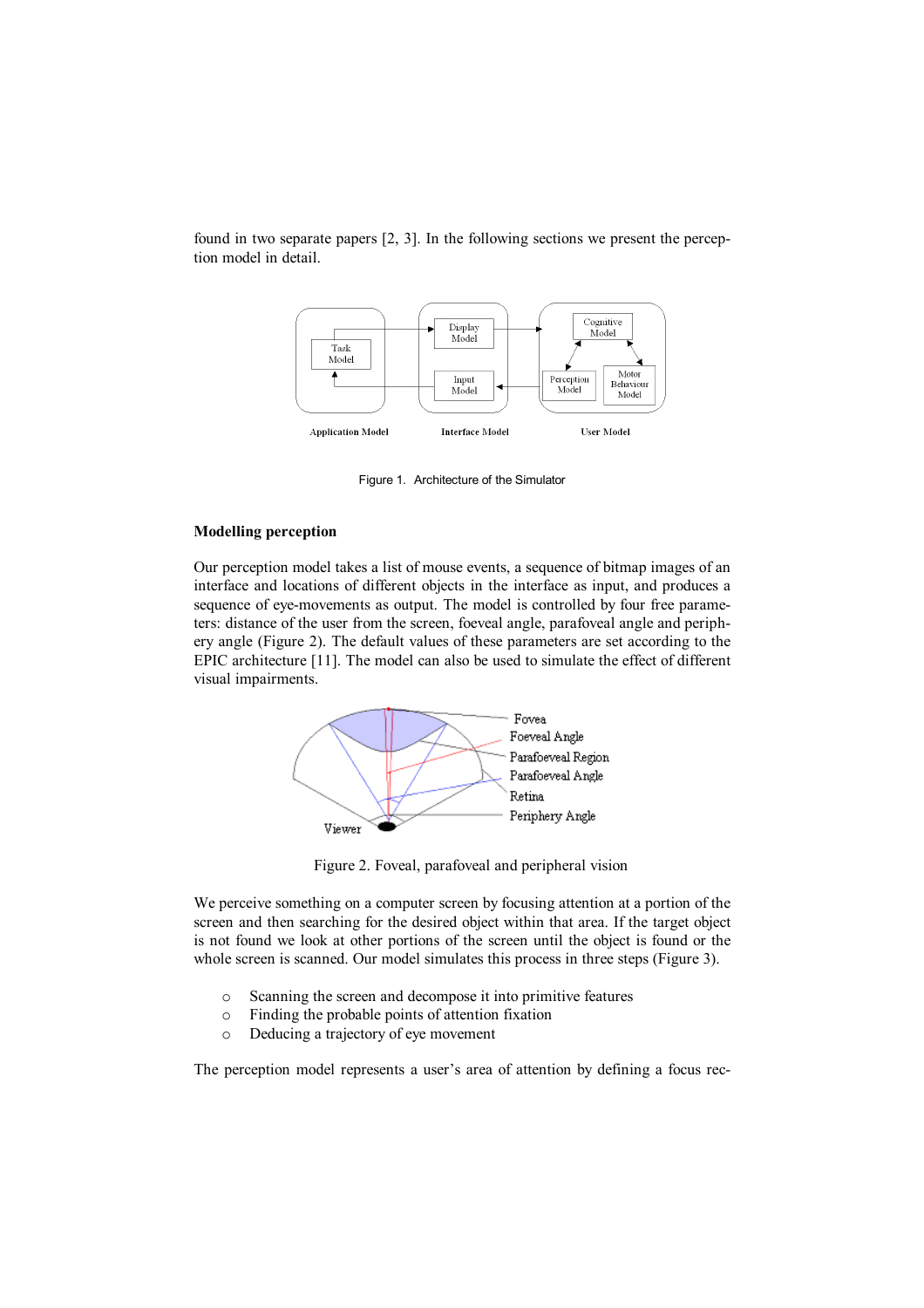found in two separate papers [2, 3]. In the following sections we present the perception model in detail.

Figure 1. Architecture of the Simulator

**Modelling perception**

Our perception model takes a list of mouse events, a sequence of bitmap images of an interface and locations of different objects in the interface as input, and produces a sequence of eye-movements as output. The model is controlled by four free parameters: distance of the user from the screen, foeveal angle, parafoveal angle and periphery angle (Figure 2). The default values of these parameters are set according to the EPIC architecture [11]. The model can also be used to simulate the effect of different visual impairments.

Figure 2. Foveal, parafoveal and peripheral vision

We perceive something on a computer screen by focusing attention at a portion of the screen and then searching for the desired object within that area. If the target object is not found we look at other portions of the screen until the object is found or the whole screen is scanned. Our model simulates this process in three steps (Figure 3).

- Scanning the screen and decompose it into primitive features
- Finding the probable points of attention fixation
- Deducing a trajectory of eye movement

The perception model represents a user's area of attention by defining a focus rec-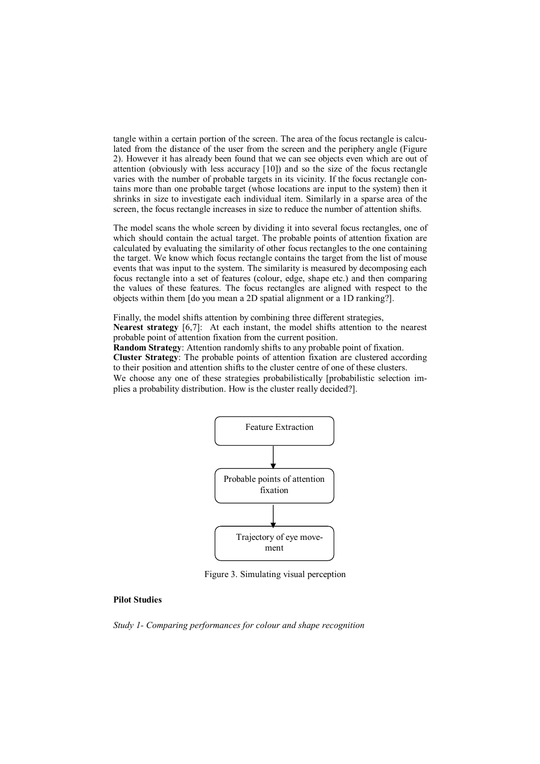tangle within a certain portion of the screen. The area of the focus rectangle is calculated from the distance of the user from the screen and the periphery angle (Figure 2). However it has already been found that we can see objects even which are out of attention (obviously with less accuracy [10]) and so the size of the focus rectangle varies with the number of probable targets in its vicinity. If the focus rectangle contains more than one probable target (whose locations are input to the system) then it shrinks in size to investigate each individual item. Similarly in a sparse area of the screen, the focus rectangle increases in size to reduce the number of attention shifts.

The model scans the whole screen by dividing it into several focus rectangles, one of which should contain the actual target. The probable points of attention fixation are calculated by evaluating the similarity of other focus rectangles to the one containing the target. We know which focus rectangle contains the target from the list of mouse events that was input to the system. The similarity is measured by decomposing each focus rectangle into a set of features (colour, edge, shape etc.) and then comparing the values of these features. The focus rectangles are aligned with respect to the objects within them [do you mean a 2D spatial alignment or a 1D ranking?].

Finally, the model shifts attention by combining three different strategies,

**Nearest strategy** [6,7]: At each instant, the model shifts attention to the nearest probable point of attention fixation from the current position.

**Random Strategy**: Attention randomly shifts to any probable point of fixation.

**Cluster Strategy**: The probable points of attention fixation are clustered according to their position and attention shifts to the cluster centre of one of these clusters.

We choose any one of these strategies probabilistically [probabilistic selection implies a probability distribution. How is the cluster really decided?].

```
Feature Extraction
        ↓
Probable points of attention fixation
        ↓
Trajectory of eye movement
```

Figure 3. Simulating visual perception

**Pilot Studies**

*Study 1- Comparing performances for colour and shape recognition*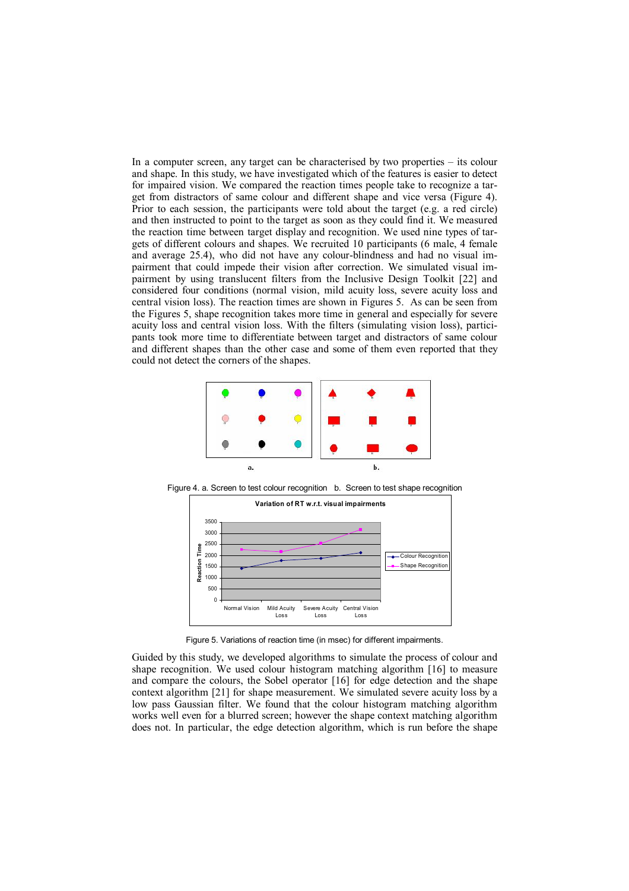In a computer screen, any target can be characterised by two properties – its colour and shape. In this study, we have investigated which of the features is easier to detect for impaired vision. We compared the reaction times people take to recognize a target from distractors of same colour and different shape and vice versa (Figure 4). Prior to each session, the participants were told about the target (e.g. a red circle) and then instructed to point to the target as soon as they could find it. We measured the reaction time between target display and recognition. We used nine types of targets of different colours and shapes. We recruited 10 participants (6 male, 4 female and average 25.4), who did not have any colour-blindness and had no visual impairment that could impede their vision after correction. We simulated visual impairment by using translucent filters from the Inclusive Design Toolkit [22] and considered four conditions (normal vision, mild acuity loss, severe acuity loss and central vision loss). The reaction times are shown in Figures 5. As can be seen from the Figures 5, shape recognition takes more time in general and especially for severe acuity loss and central vision loss. With the filters (simulating vision loss), participants took more time to differentiate between target and distractors of same colour and different shapes than the other case and some of them even reported that they could not detect the corners of the shapes.

Figure 4. a. Screen to test colour recognition b. Screen to test shape recognition

Figure 5. Variations of reaction time (in msec) for different impairments.

Guided by this study, we developed algorithms to simulate the process of colour and shape recognition. We used colour histogram matching algorithm [16] to measure and compare the colours, the Sobel operator [16] for edge detection and the shape context algorithm [21] for shape measurement. We simulated severe acuity loss by a low pass Gaussian filter. We found that the colour histogram matching algorithm works well even for a blurred screen; however the shape context matching algorithm does not. In particular, the edge detection algorithm, which is run before the shape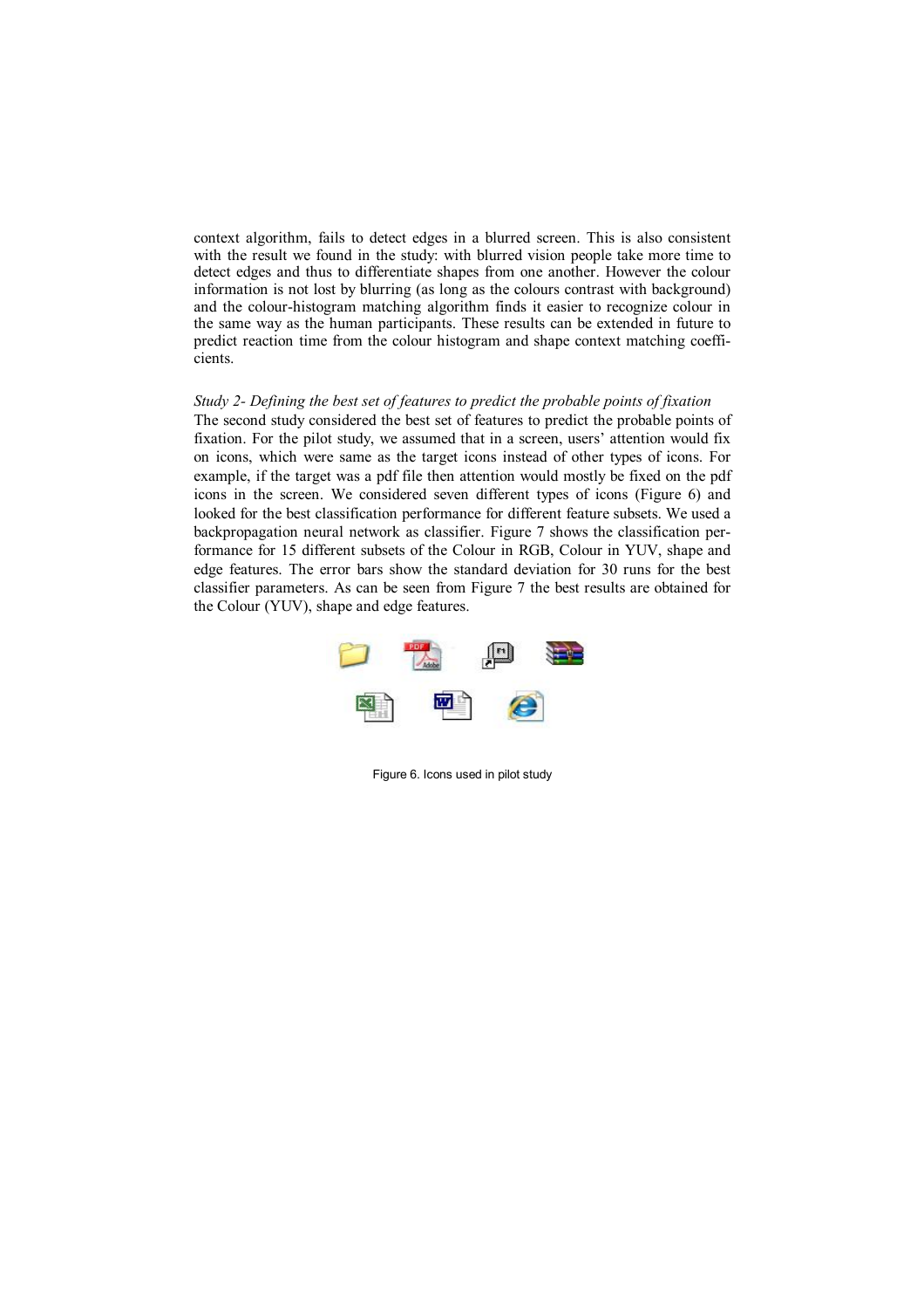context algorithm, fails to detect edges in a blurred screen. This is also consistent with the result we found in the study: with blurred vision people take more time to detect edges and thus to differentiate shapes from one another. However the colour information is not lost by blurring (as long as the colours contrast with background) and the colour-histogram matching algorithm finds it easier to recognize colour in the same way as the human participants. These results can be extended in future to predict reaction time from the colour histogram and shape context matching coefficients.

*Study 2- Defining the best set of features to predict the probable points of fixation*

The second study considered the best set of features to predict the probable points of fixation. For the pilot study, we assumed that in a screen, users' attention would fix on icons, which were same as the target icons instead of other types of icons. For example, if the target was a pdf file then attention would mostly be fixed on the pdf icons in the screen. We considered seven different types of icons (Figure 6) and looked for the best classification performance for different feature subsets. We used a backpropagation neural network as classifier. Figure 7 shows the classification performance for 15 different subsets of the Colour in RGB, Colour in YUV, shape and edge features. The error bars show the standard deviation for 30 runs for the best classifier parameters. As can be seen from Figure 7 the best results are obtained for the Colour (YUV), shape and edge features.

Figure 6. Icons used in pilot study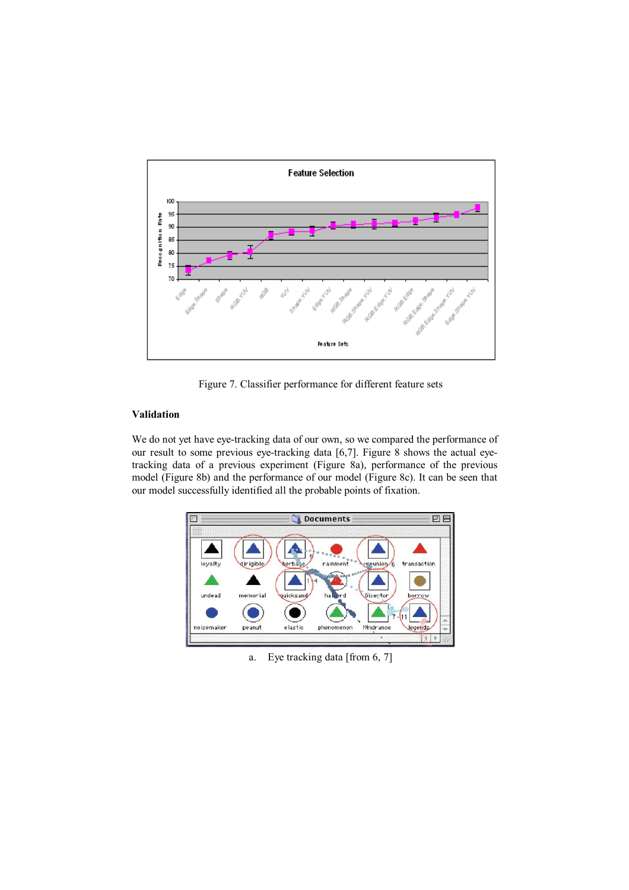Figure 7. Classifier performance for different feature sets

### Validation

We do not yet have eye-tracking data of our own, so we compared the performance of our result to some previous eye-tracking data [6,7]. Figure 8 shows the actual eye-tracking data of a previous experiment (Figure 8a), performance of the previous model (Figure 8b) and the performance of our model (Figure 8c). It can be seen that our model successfully identified all the probable points of fixation.

a. Eye tracking data [from 6, 7]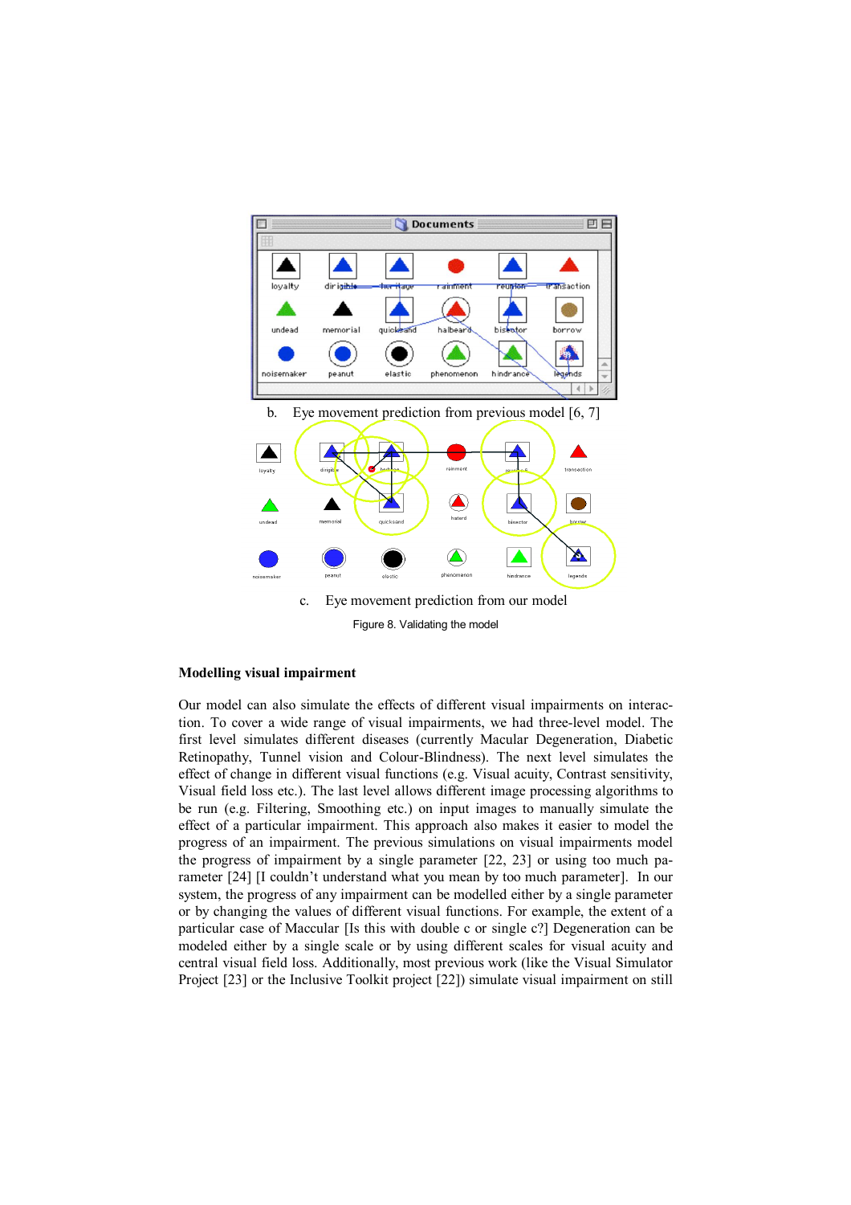b. Eye movement prediction from previous model [6, 7]

c. Eye movement prediction from our model

Figure 8. Validating the model

**Modelling visual impairment**

Our model can also simulate the effects of different visual impairments on interaction. To cover a wide range of visual impairments, we had three-level model. The first level simulates different diseases (currently Macular Degeneration, Diabetic Retinopathy, Tunnel vision and Colour-Blindness). The next level simulates the effect of change in different visual functions (e.g. Visual acuity, Contrast sensitivity, Visual field loss etc.). The last level allows different image processing algorithms to be run (e.g. Filtering, Smoothing etc.) on input images to manually simulate the effect of a particular impairment. This approach also makes it easier to model the progress of an impairment. The previous simulations on visual impairments model the progress of impairment by a single parameter [22, 23] or using too much parameter [24] [I couldn't understand what you mean by too much parameter]. In our system, the progress of any impairment can be modelled either by a single parameter or by changing the values of different visual functions. For example, the extent of a particular case of Maccular [Is this with double c or single c?] Degeneration can be modeled either by a single scale or by using different scales for visual acuity and central visual field loss. Additionally, most previous work (like the Visual Simulator Project [23] or the Inclusive Toolkit project [22]) simulate visual impairment on still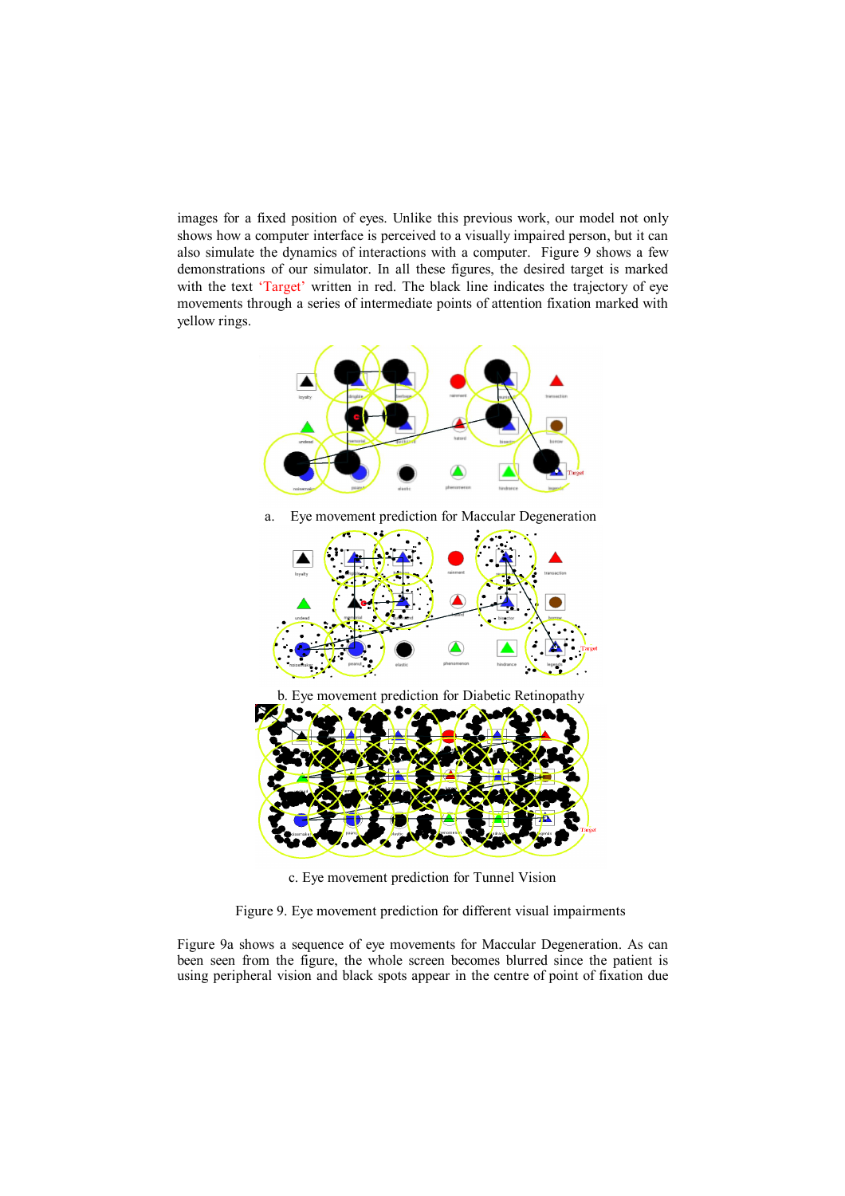images for a fixed position of eyes. Unlike this previous work, our model not only shows how a computer interface is perceived to a visually impaired person, but it can also simulate the dynamics of interactions with a computer. Figure 9 shows a few demonstrations of our simulator. In all these figures, the desired target is marked with the text 'Target' written in red. The black line indicates the trajectory of eye movements through a series of intermediate points of attention fixation marked with yellow rings.

a. Eye movement prediction for Maccular Degeneration

b. Eye movement prediction for Diabetic Retinopathy

c. Eye movement prediction for Tunnel Vision

Figure 9. Eye movement prediction for different visual impairments

Figure 9a shows a sequence of eye movements for Maccular Degeneration. As can been seen from the figure, the whole screen becomes blurred since the patient is using peripheral vision and black spots appear in the centre of point of fixation due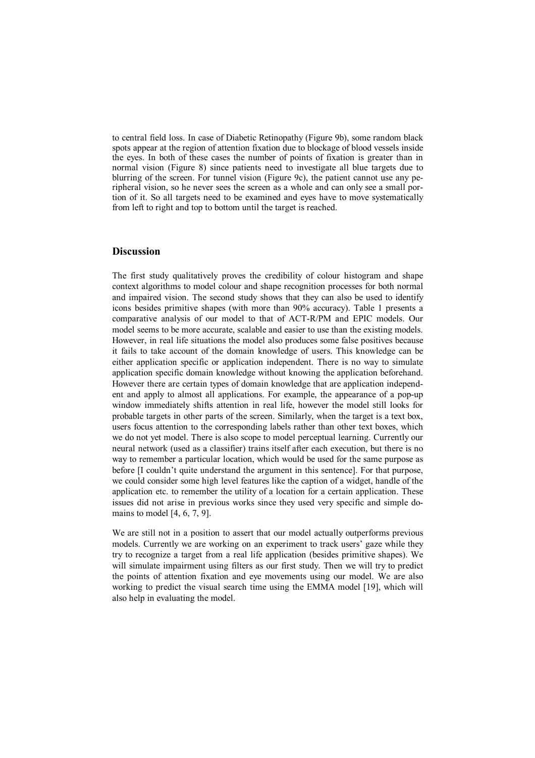to central field loss. In case of Diabetic Retinopathy (Figure 9b), some random black spots appear at the region of attention fixation due to blockage of blood vessels inside the eyes. In both of these cases the number of points of fixation is greater than in normal vision (Figure 8) since patients need to investigate all blue targets due to blurring of the screen. For tunnel vision (Figure 9c), the patient cannot use any peripheral vision, so he never sees the screen as a whole and can only see a small portion of it. So all targets need to be examined and eyes have to move systematically from left to right and top to bottom until the target is reached.

## Discussion

The first study qualitatively proves the credibility of colour histogram and shape context algorithms to model colour and shape recognition processes for both normal and impaired vision. The second study shows that they can also be used to identify icons besides primitive shapes (with more than 90% accuracy). Table 1 presents a comparative analysis of our model to that of ACT-R/PM and EPIC models. Our model seems to be more accurate, scalable and easier to use than the existing models. However, in real life situations the model also produces some false positives because it fails to take account of the domain knowledge of users. This knowledge can be either application specific or application independent. There is no way to simulate application specific domain knowledge without knowing the application beforehand. However there are certain types of domain knowledge that are application independent and apply to almost all applications. For example, the appearance of a pop-up window immediately shifts attention in real life, however the model still looks for probable targets in other parts of the screen. Similarly, when the target is a text box, users focus attention to the corresponding labels rather than other text boxes, which we do not yet model. There is also scope to model perceptual learning. Currently our neural network (used as a classifier) trains itself after each execution, but there is no way to remember a particular location, which would be used for the same purpose as before [I couldn't quite understand the argument in this sentence]. For that purpose, we could consider some high level features like the caption of a widget, handle of the application etc. to remember the utility of a location for a certain application. These issues did not arise in previous works since they used very specific and simple domains to model [4, 6, 7, 9].

We are still not in a position to assert that our model actually outperforms previous models. Currently we are working on an experiment to track users' gaze while they try to recognize a target from a real life application (besides primitive shapes). We will simulate impairment using filters as our first study. Then we will try to predict the points of attention fixation and eye movements using our model. We are also working to predict the visual search time using the EMMA model [19], which will also help in evaluating the model.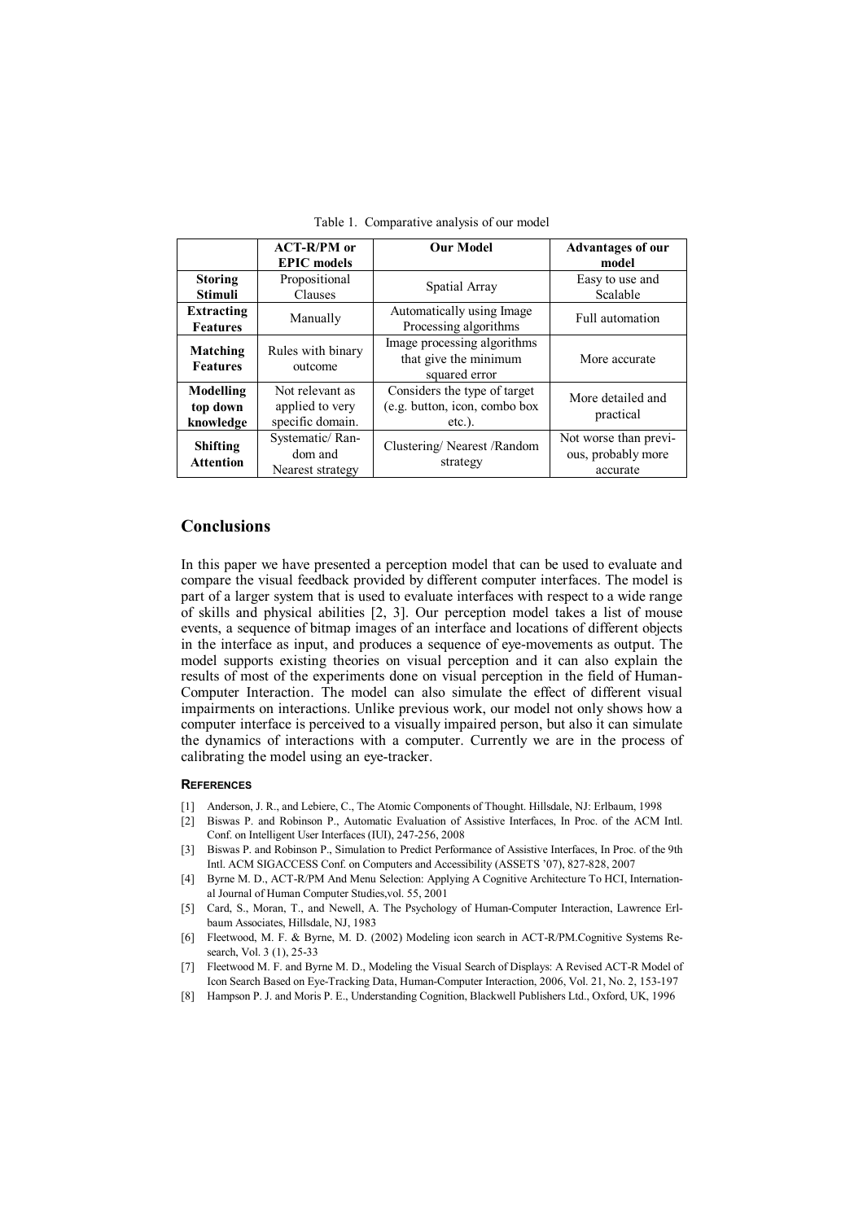Table 1. Comparative analysis of our model

| | ACT-R/PM or EPIC models | Our Model | Advantages of our model |
|---|---|---|---|
| **Storing Stimuli** | Propositional Clauses | Spatial Array | Easy to use and Scalable |
| **Extracting Features** | Manually | Automatically using Image Processing algorithms | Full automation |
| **Matching Features** | Rules with binary outcome | Image processing algorithms that give the minimum squared error | More accurate |
| **Modelling top down knowledge** | Not relevant as applied to very specific domain. | Considers the type of target (e.g. button, icon, combo box etc.). | More detailed and practical |
| **Shifting Attention** | Systematic/ Random and Nearest strategy | Clustering/ Nearest /Random strategy | Not worse than previous, probably more accurate |

## Conclusions

In this paper we have presented a perception model that can be used to evaluate and compare the visual feedback provided by different computer interfaces. The model is part of a larger system that is used to evaluate interfaces with respect to a wide range of skills and physical abilities [2, 3]. Our perception model takes a list of mouse events, a sequence of bitmap images of an interface and locations of different objects in the interface as input, and produces a sequence of eye-movements as output. The model supports existing theories on visual perception and it can also explain the results of most of the experiments done on visual perception in the field of Human-Computer Interaction. The model can also simulate the effect of different visual impairments on interactions. Unlike previous work, our model not only shows how a computer interface is perceived to a visually impaired person, but also it can simulate the dynamics of interactions with a computer. Currently we are in the process of calibrating the model using an eye-tracker.

### References

[1] Anderson, J. R., and Lebiere, C., The Atomic Components of Thought. Hillsdale, NJ: Erlbaum, 1998

[2] Biswas P. and Robinson P., Automatic Evaluation of Assistive Interfaces, In Proc. of the ACM Intl. Conf. on Intelligent User Interfaces (IUI), 247-256, 2008

[3] Biswas P. and Robinson P., Simulation to Predict Performance of Assistive Interfaces, In Proc. of the 9th Intl. ACM SIGACCESS Conf. on Computers and Accessibility (ASSETS '07), 827-828, 2007

[4] Byrne M. D., ACT-R/PM And Menu Selection: Applying A Cognitive Architecture To HCI, International Journal of Human Computer Studies,vol. 55, 2001

[5] Card, S., Moran, T., and Newell, A. The Psychology of Human-Computer Interaction, Lawrence Erlbaum Associates, Hillsdale, NJ, 1983

[6] Fleetwood, M. F. & Byrne, M. D. (2002) Modeling icon search in ACT-R/PM.Cognitive Systems Research, Vol. 3 (1), 25-33

[7] Fleetwood M. F. and Byrne M. D., Modeling the Visual Search of Displays: A Revised ACT-R Model of Icon Search Based on Eye-Tracking Data, Human-Computer Interaction, 2006, Vol. 21, No. 2, 153-197

[8] Hampson P. J. and Moris P. E., Understanding Cognition, Blackwell Publishers Ltd., Oxford, UK, 1996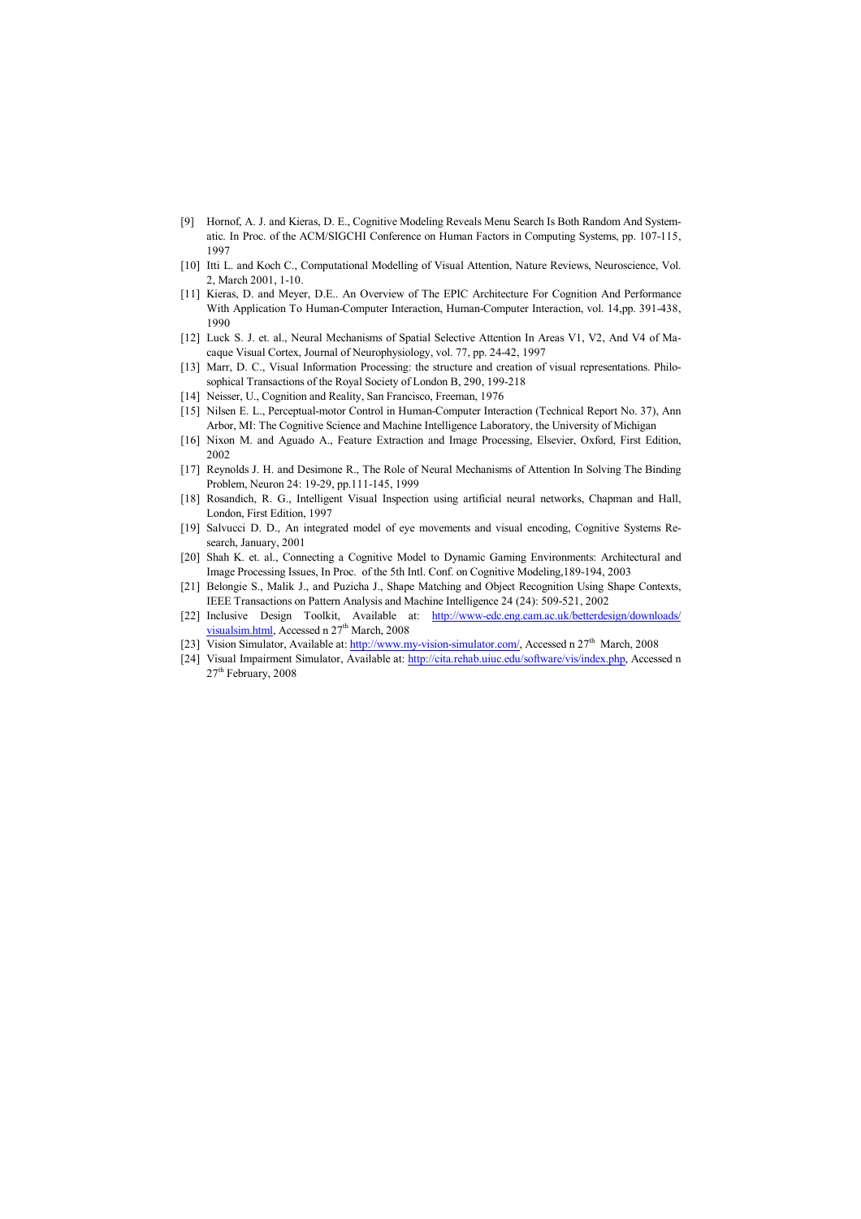[9] Hornof, A. J. and Kieras, D. E., Cognitive Modeling Reveals Menu Search Is Both Random And Systematic. In Proc. of the ACM/SIGCHI Conference on Human Factors in Computing Systems, pp. 107-115, 1997

[10] Itti L. and Koch C., Computational Modelling of Visual Attention, Nature Reviews, Neuroscience, Vol. 2, March 2001, 1-10.

[11] Kieras, D. and Meyer, D.E.. An Overview of The EPIC Architecture For Cognition And Performance With Application To Human-Computer Interaction, Human-Computer Interaction, vol. 14,pp. 391-438, 1990

[12] Luck S. J. et. al., Neural Mechanisms of Spatial Selective Attention In Areas V1, V2, And V4 of Macaque Visual Cortex, Journal of Neurophysiology, vol. 77, pp. 24-42, 1997

[13] Marr, D. C., Visual Information Processing: the structure and creation of visual representations. Philosophical Transactions of the Royal Society of London B, 290, 199-218

[14] Neisser, U., Cognition and Reality, San Francisco, Freeman, 1976

[15] Nilsen E. L., Perceptual-motor Control in Human-Computer Interaction (Technical Report No. 37), Ann Arbor, MI: The Cognitive Science and Machine Intelligence Laboratory, the University of Michigan

[16] Nixon M. and Aguado A., Feature Extraction and Image Processing, Elsevier, Oxford, First Edition, 2002

[17] Reynolds J. H. and Desimone R., The Role of Neural Mechanisms of Attention In Solving The Binding Problem, Neuron 24: 19-29, pp.111-145, 1999

[18] Rosandich, R. G., Intelligent Visual Inspection using artificial neural networks, Chapman and Hall, London, First Edition, 1997

[19] Salvucci D. D., An integrated model of eye movements and visual encoding, Cognitive Systems Research, January, 2001

[20] Shah K. et. al., Connecting a Cognitive Model to Dynamic Gaming Environments: Architectural and Image Processing Issues, In Proc. of the 5th Intl. Conf. on Cognitive Modeling,189-194, 2003

[21] Belongie S., Malik J., and Puzicha J., Shape Matching and Object Recognition Using Shape Contexts, IEEE Transactions on Pattern Analysis and Machine Intelligence 24 (24): 509-521, 2002

[22] Inclusive Design Toolkit, Available at: http://www-edc.eng.cam.ac.uk/betterdesign/downloads/visualsim.html, Accessed n 27th March, 2008

[23] Vision Simulator, Available at: http://www.my-vision-simulator.com/, Accessed n 27th March, 2008

[24] Visual Impairment Simulator, Available at: http://cita.rehab.uiuc.edu/software/vis/index.php, Accessed n 27th February, 2008